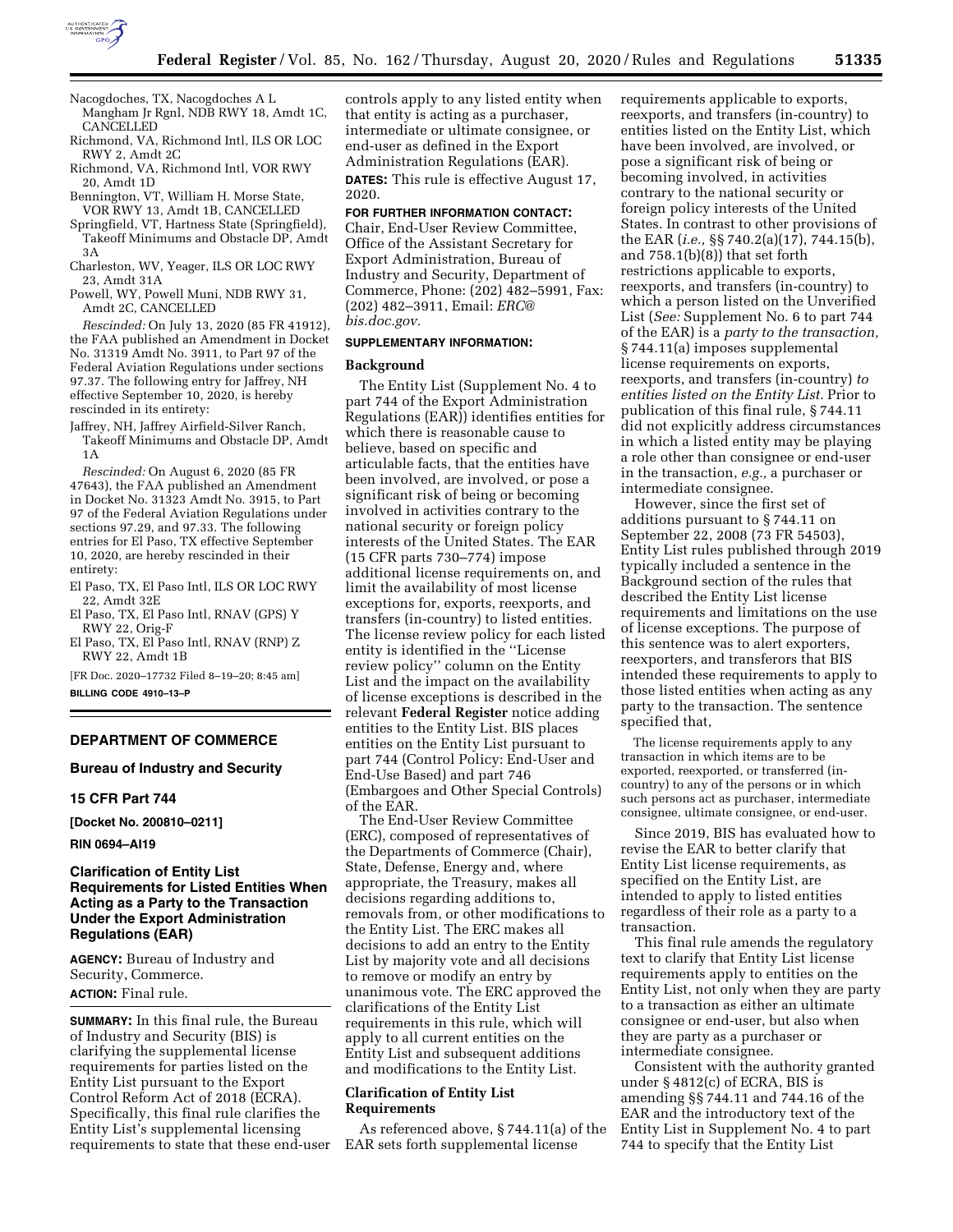Nacogdoches, TX, Nacogdoches A L Mangham Jr Rgnl, NDB RWY 18, Amdt 1C, CANCELLED

Richmond, VA, Richmond Intl, ILS OR LOC RWY 2, Amdt 2C

Richmond, VA, Richmond Intl, VOR RWY 20, Amdt 1D

Bennington, VT, William H. Morse State, VOR RWY 13, Amdt 1B, CANCELLED

Springfield, VT, Hartness State (Springfield), Takeoff Minimums and Obstacle DP, Amdt 3A

Charleston, WV, Yeager, ILS OR LOC RWY 23, Amdt 31A

Powell, WY, Powell Muni, NDB RWY 31, Amdt 2C, CANCELLED

*Rescinded:* On July 13, 2020 (85 FR 41912), the FAA published an Amendment in Docket No. 31319 Amdt No. 3911, to Part 97 of the Federal Aviation Regulations under sections 97.37. The following entry for Jaffrey, NH effective September 10, 2020, is hereby rescinded in its entirety:

Jaffrey, NH, Jaffrey Airfield-Silver Ranch, Takeoff Minimums and Obstacle DP, Amdt 1A

*Rescinded:* On August 6, 2020 (85 FR 47643), the FAA published an Amendment in Docket No. 31323 Amdt No. 3915, to Part 97 of the Federal Aviation Regulations under sections 97.29, and 97.33. The following entries for El Paso, TX effective September 10, 2020, are hereby rescinded in their entirety:

El Paso, TX, El Paso Intl, ILS OR LOC RWY 22, Amdt 32E

El Paso, TX, El Paso Intl, RNAV (GPS) Y RWY 22, Orig-F

El Paso, TX, El Paso Intl, RNAV (RNP) Z RWY 22, Amdt 1B

[FR Doc. 2020–17732 Filed 8–19–20; 8:45 am]

**BILLING CODE 4910–13–P**

## DEPARTMENT OF COMMERCE

### Bureau of Industry and Security

### 15 CFR Part 744

**[Docket No. 200810–0211]**

**RIN 0694–AI19**

### Clarification of Entity List Requirements for Listed Entities When Acting as a Party to the Transaction Under the Export Administration Regulations (EAR)

**AGENCY:** Bureau of Industry and Security, Commerce.

**ACTION:** Final rule.

**SUMMARY:** In this final rule, the Bureau of Industry and Security (BIS) is clarifying the supplemental license requirements for parties listed on the Entity List pursuant to the Export Control Reform Act of 2018 (ECRA). Specifically, this final rule clarifies the Entity List's supplemental licensing requirements to state that these end-user controls apply to any listed entity when that entity is acting as a purchaser, intermediate or ultimate consignee, or end-user as defined in the Export Administration Regulations (EAR).

**DATES:** This rule is effective August 17, 2020.

**FOR FURTHER INFORMATION CONTACT:** Chair, End-User Review Committee, Office of the Assistant Secretary for Export Administration, Bureau of Industry and Security, Department of Commerce, Phone: (202) 482–5991, Fax: (202) 482–3911, Email: *ERC@bis.doc.gov.*

**SUPPLEMENTARY INFORMATION:**

#### Background

The Entity List (Supplement No. 4 to part 744 of the Export Administration Regulations (EAR)) identifies entities for which there is reasonable cause to believe, based on specific and articulable facts, that the entities have been involved, are involved, or pose a significant risk of being or becoming involved in activities contrary to the national security or foreign policy interests of the United States. The EAR (15 CFR parts 730–774) impose additional license requirements on, and limit the availability of most license exceptions for, exports, reexports, and transfers (in-country) to listed entities. The license review policy for each listed entity is identified in the ''License review policy'' column on the Entity List and the impact on the availability of license exceptions is described in the relevant **Federal Register** notice adding entities to the Entity List. BIS places entities on the Entity List pursuant to part 744 (Control Policy: End-User and End-Use Based) and part 746 (Embargoes and Other Special Controls) of the EAR.

The End-User Review Committee (ERC), composed of representatives of the Departments of Commerce (Chair), State, Defense, Energy and, where appropriate, the Treasury, makes all decisions regarding additions to, removals from, or other modifications to the Entity List. The ERC makes all decisions to add an entry to the Entity List by majority vote and all decisions to remove or modify an entry by unanimous vote. The ERC approved the clarifications of the Entity List requirements in this rule, which will apply to all current entities on the Entity List and subsequent additions and modifications to the Entity List.

#### Clarification of Entity List Requirements

As referenced above, § 744.11(a) of the EAR sets forth supplemental license requirements applicable to exports, reexports, and transfers (in-country) to entities listed on the Entity List, which have been involved, are involved, or pose a significant risk of being or becoming involved, in activities contrary to the national security or foreign policy interests of the United States. In contrast to other provisions of the EAR (*i.e.,* §§ 740.2(a)(17), 744.15(b), and 758.1(b)(8)) that set forth restrictions applicable to exports, reexports, and transfers (in-country) to which a person listed on the Unverified List (*See:* Supplement No. 6 to part 744 of the EAR) is a *party to the transaction,* § 744.11(a) imposes supplemental license requirements on exports, reexports, and transfers (in-country) *to entities listed on the Entity List.* Prior to publication of this final rule, § 744.11 did not explicitly address circumstances in which a listed entity may be playing a role other than consignee or end-user in the transaction, *e.g.,* a purchaser or intermediate consignee.

However, since the first set of additions pursuant to § 744.11 on September 22, 2008 (73 FR 54503), Entity List rules published through 2019 typically included a sentence in the Background section of the rules that described the Entity List license requirements and limitations on the use of license exceptions. The purpose of this sentence was to alert exporters, reexporters, and transferors that BIS intended these requirements to apply to those listed entities when acting as any party to the transaction. The sentence specified that,

> The license requirements apply to any transaction in which items are to be exported, reexported, or transferred (in-country) to any of the persons or in which such persons act as purchaser, intermediate consignee, ultimate consignee, or end-user.

Since 2019, BIS has evaluated how to revise the EAR to better clarify that Entity List license requirements, as specified on the Entity List, are intended to apply to listed entities regardless of their role as a party to a transaction.

This final rule amends the regulatory text to clarify that Entity List license requirements apply to entities on the Entity List, not only when they are party to a transaction as either an ultimate consignee or end-user, but also when they are party as a purchaser or intermediate consignee.

Consistent with the authority granted under § 4812(c) of ECRA, BIS is amending §§ 744.11 and 744.16 of the EAR and the introductory text of the Entity List in Supplement No. 4 to part 744 to specify that the Entity List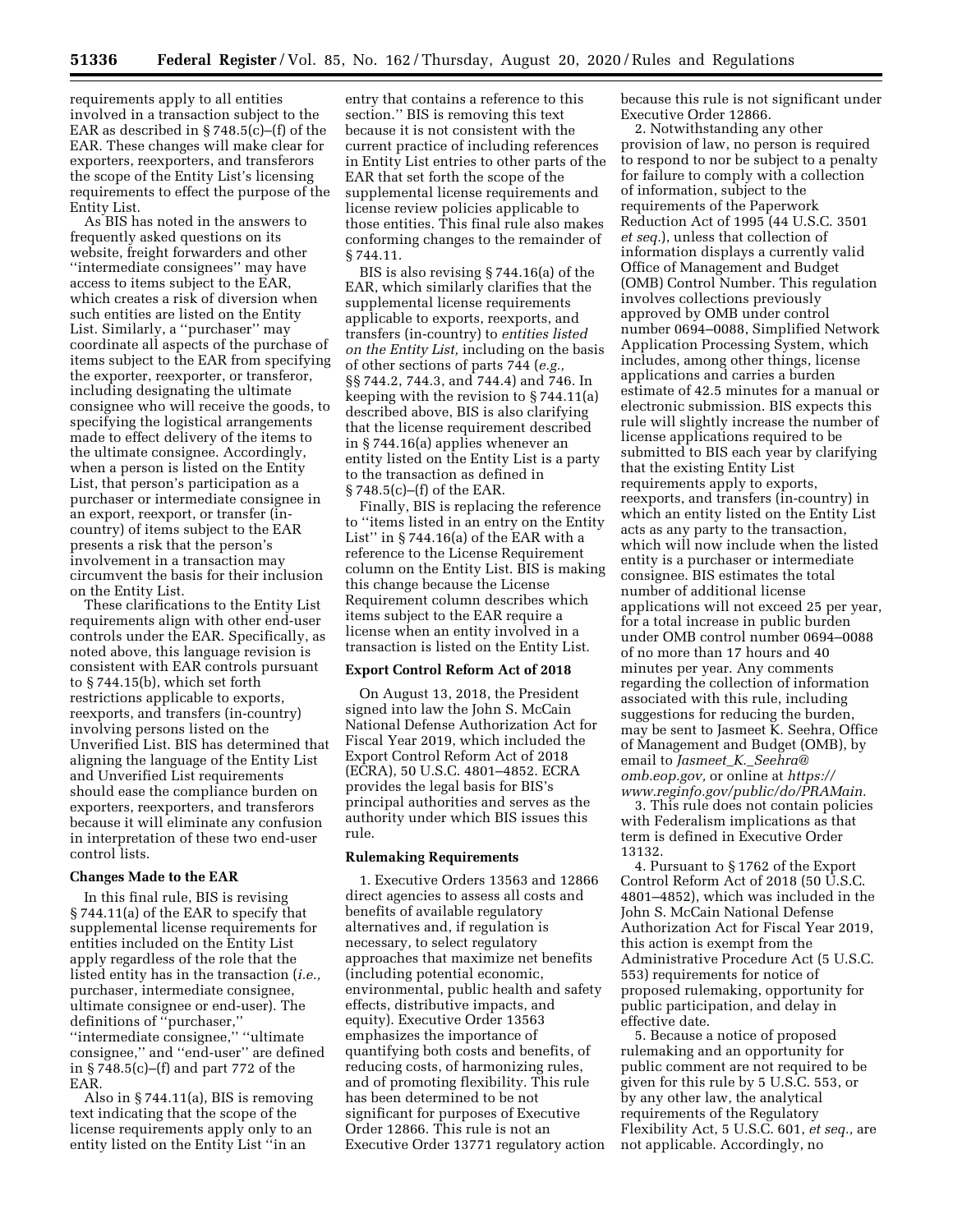requirements apply to all entities involved in a transaction subject to the EAR as described in § 748.5(c)–(f) of the EAR. These changes will make clear for exporters, reexporters, and transferors the scope of the Entity List's licensing requirements to effect the purpose of the Entity List.

As BIS has noted in the answers to frequently asked questions on its website, freight forwarders and other ''intermediate consignees'' may have access to items subject to the EAR, which creates a risk of diversion when such entities are listed on the Entity List. Similarly, a ''purchaser'' may coordinate all aspects of the purchase of items subject to the EAR from specifying the exporter, reexporter, or transferor, including designating the ultimate consignee who will receive the goods, to specifying the logistical arrangements made to effect delivery of the items to the ultimate consignee. Accordingly, when a person is listed on the Entity List, that person's participation as a purchaser or intermediate consignee in an export, reexport, or transfer (in-country) of items subject to the EAR presents a risk that the person's involvement in a transaction may circumvent the basis for their inclusion on the Entity List.

These clarifications to the Entity List requirements align with other end-user controls under the EAR. Specifically, as noted above, this language revision is consistent with EAR controls pursuant to § 744.15(b), which set forth restrictions applicable to exports, reexports, and transfers (in-country) involving persons listed on the Unverified List. BIS has determined that aligning the language of the Entity List and Unverified List requirements should ease the compliance burden on exporters, reexporters, and transferors because it will eliminate any confusion in interpretation of these two end-user control lists.

## Changes Made to the EAR

In this final rule, BIS is revising § 744.11(a) of the EAR to specify that supplemental license requirements for entities included on the Entity List apply regardless of the role that the listed entity has in the transaction (*i.e.,* purchaser, intermediate consignee, ultimate consignee or end-user). The definitions of ''purchaser,'' ''intermediate consignee,'' ''ultimate consignee,'' and ''end-user'' are defined in § 748.5(c)–(f) and part 772 of the EAR.

Also in § 744.11(a), BIS is removing text indicating that the scope of the license requirements apply only to an entity listed on the Entity List ''in an entry that contains a reference to this section.'' BIS is removing this text because it is not consistent with the current practice of including references in Entity List entries to other parts of the EAR that set forth the scope of the supplemental license requirements and license review policies applicable to those entities. This final rule also makes conforming changes to the remainder of § 744.11.

BIS is also revising § 744.16(a) of the EAR, which similarly clarifies that the supplemental license requirements applicable to exports, reexports, and transfers (in-country) to *entities listed on the Entity List,* including on the basis of other sections of parts 744 (*e.g.,* §§ 744.2, 744.3, and 744.4) and 746. In keeping with the revision to § 744.11(a) described above, BIS is also clarifying that the license requirement described in § 744.16(a) applies whenever an entity listed on the Entity List is a party to the transaction as defined in § 748.5(c)–(f) of the EAR.

Finally, BIS is replacing the reference to ''items listed in an entry on the Entity List'' in § 744.16(a) of the EAR with a reference to the License Requirement column on the Entity List. BIS is making this change because the License Requirement column describes which items subject to the EAR require a license when an entity involved in a transaction is listed on the Entity List.

## Export Control Reform Act of 2018

On August 13, 2018, the President signed into law the John S. McCain National Defense Authorization Act for Fiscal Year 2019, which included the Export Control Reform Act of 2018 (ECRA), 50 U.S.C. 4801–4852. ECRA provides the legal basis for BIS's principal authorities and serves as the authority under which BIS issues this rule.

## Rulemaking Requirements

1. Executive Orders 13563 and 12866 direct agencies to assess all costs and benefits of available regulatory alternatives and, if regulation is necessary, to select regulatory approaches that maximize net benefits (including potential economic, environmental, public health and safety effects, distributive impacts, and equity). Executive Order 13563 emphasizes the importance of quantifying both costs and benefits, of reducing costs, of harmonizing rules, and of promoting flexibility. This rule has been determined to be not significant for purposes of Executive Order 12866. This rule is not an Executive Order 13771 regulatory action because this rule is not significant under Executive Order 12866.

2. Notwithstanding any other provision of law, no person is required to respond to nor be subject to a penalty for failure to comply with a collection of information, subject to the requirements of the Paperwork Reduction Act of 1995 (44 U.S.C. 3501 *et seq.*), unless that collection of information displays a currently valid Office of Management and Budget (OMB) Control Number. This regulation involves collections previously approved by OMB under control number 0694–0088, Simplified Network Application Processing System, which includes, among other things, license applications and carries a burden estimate of 42.5 minutes for a manual or electronic submission. BIS expects this rule will slightly increase the number of license applications required to be submitted to BIS each year by clarifying that the existing Entity List requirements apply to exports, reexports, and transfers (in-country) in which an entity listed on the Entity List acts as any party to the transaction, which will now include when the listed entity is a purchaser or intermediate consignee. BIS estimates the total number of additional license applications will not exceed 25 per year, for a total increase in public burden under OMB control number 0694–0088 of no more than 17 hours and 40 minutes per year. Any comments regarding the collection of information associated with this rule, including suggestions for reducing the burden, may be sent to Jasmeet K. Seehra, Office of Management and Budget (OMB), by email to *Jasmeet_K._Seehra@omb.eop.gov,* or online at *https://www.reginfo.gov/public/do/PRAMain.*

3. This rule does not contain policies with Federalism implications as that term is defined in Executive Order 13132.

4. Pursuant to § 1762 of the Export Control Reform Act of 2018 (50 U.S.C. 4801–4852), which was included in the John S. McCain National Defense Authorization Act for Fiscal Year 2019, this action is exempt from the Administrative Procedure Act (5 U.S.C. 553) requirements for notice of proposed rulemaking, opportunity for public participation, and delay in effective date.

5. Because a notice of proposed rulemaking and an opportunity for public comment are not required to be given for this rule by 5 U.S.C. 553, or by any other law, the analytical requirements of the Regulatory Flexibility Act, 5 U.S.C. 601, *et seq.,* are not applicable. Accordingly, no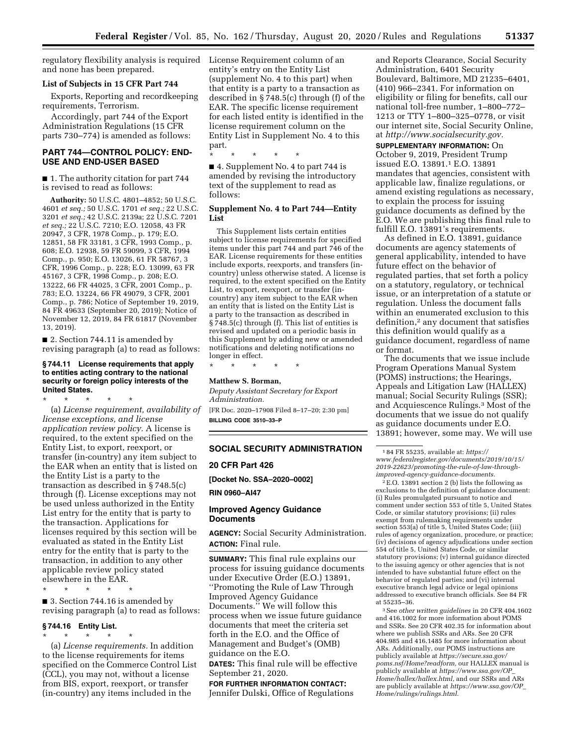regulatory flexibility analysis is required and none has been prepared.

**List of Subjects in 15 CFR Part 744**

Exports, Reporting and recordkeeping requirements, Terrorism.

Accordingly, part 744 of the Export Administration Regulations (15 CFR parts 730–774) is amended as follows:

## PART 744—CONTROL POLICY: END-USE AND END-USER BASED

■ 1. The authority citation for part 744 is revised to read as follows:

**Authority:** 50 U.S.C. 4801–4852; 50 U.S.C. 4601 *et seq.;* 50 U.S.C. 1701 *et seq.;* 22 U.S.C. 3201 *et seq.;* 42 U.S.C. 2139a; 22 U.S.C. 7201 *et seq.;* 22 U.S.C. 7210; E.O. 12058, 43 FR 20947, 3 CFR, 1978 Comp., p. 179; E.O. 12851, 58 FR 33181, 3 CFR, 1993 Comp., p. 608; E.O. 12938, 59 FR 59099, 3 CFR, 1994 Comp., p. 950; E.O. 13026, 61 FR 58767, 3 CFR, 1996 Comp., p. 228; E.O. 13099, 63 FR 45167, 3 CFR, 1998 Comp., p. 208; E.O. 13222, 66 FR 44025, 3 CFR, 2001 Comp., p. 783; E.O. 13224, 66 FR 49079, 3 CFR, 2001 Comp., p. 786; Notice of September 19, 2019, 84 FR 49633 (September 20, 2019); Notice of November 12, 2019, 84 FR 61817 (November 13, 2019).

■ 2. Section 744.11 is amended by revising paragraph (a) to read as follows:

### § 744.11 License requirements that apply to entities acting contrary to the national security or foreign policy interests of the United States.

\* \* \* \* \*

(a) *License requirement, availability of license exceptions, and license application review policy.* A license is required, to the extent specified on the Entity List, to export, reexport, or transfer (in-country) any item subject to the EAR when an entity that is listed on the Entity List is a party to the transaction as described in § 748.5(c) through (f). License exceptions may not be used unless authorized in the Entity List entry for the entity that is party to the transaction. Applications for licenses required by this section will be evaluated as stated in the Entity List entry for the entity that is party to the transaction, in addition to any other applicable review policy stated elsewhere in the EAR.

\* \* \* \* \*

■ 3. Section 744.16 is amended by revising paragraph (a) to read as follows:

### § 744.16 Entity List.

\* \* \* \* \*

(a) *License requirements.* In addition to the license requirements for items specified on the Commerce Control List (CCL), you may not, without a license from BIS, export, reexport, or transfer (in-country) any items included in the License Requirement column of an entity's entry on the Entity List (supplement No. 4 to this part) when that entity is a party to a transaction as described in § 748.5(c) through (f) of the EAR. The specific license requirement for each listed entity is identified in the license requirement column on the Entity List in Supplement No. 4 to this part.

\* \* \* \* \*

■ 4. Supplement No. 4 to part 744 is amended by revising the introductory text of the supplement to read as follows:

### Supplement No. 4 to Part 744—Entity List

This Supplement lists certain entities subject to license requirements for specified items under this part 744 and part 746 of the EAR. License requirements for these entities include exports, reexports, and transfers (in-country) unless otherwise stated. A license is required, to the extent specified on the Entity List, to export, reexport, or transfer (in-country) any item subject to the EAR when an entity that is listed on the Entity List is a party to the transaction as described in § 748.5(c) through (f). This list of entities is revised and updated on a periodic basis in this Supplement by adding new or amended notifications and deleting notifications no longer in effect.

\* \* \* \* \*

**Matthew S. Borman,**

*Deputy Assistant Secretary for Export Administration.*

[FR Doc. 2020–17908 Filed 8–17–20; 2:30 pm]

**BILLING CODE 3510–33–P**

## SOCIAL SECURITY ADMINISTRATION

### 20 CFR Part 426

**[Docket No. SSA–2020–0002]**

**RIN 0960–AI47**

## Improved Agency Guidance Documents

**AGENCY:** Social Security Administration.

**ACTION:** Final rule.

**SUMMARY:** This final rule explains our process for issuing guidance documents under Executive Order (E.O.) 13891, ''Promoting the Rule of Law Through Improved Agency Guidance Documents.'' We will follow this process when we issue future guidance documents that meet the criteria set forth in the E.O. and the Office of Management and Budget's (OMB) guidance on the E.O.

**DATES:** This final rule will be effective September 21, 2020.

**FOR FURTHER INFORMATION CONTACT:** Jennifer Dulski, Office of Regulations and Reports Clearance, Social Security Administration, 6401 Security Boulevard, Baltimore, MD 21235–6401, (410) 966–2341. For information on eligibility or filing for benefits, call our national toll-free number, 1–800–772–1213 or TTY 1–800–325–0778, or visit our internet site, Social Security Online, at *http://www.socialsecurity.gov.*

**SUPPLEMENTARY INFORMATION:** On October 9, 2019, President Trump issued E.O. 13891.[1] E.O. 13891 mandates that agencies, consistent with applicable law, finalize regulations, or amend existing regulations as necessary, to explain the process for issuing guidance documents as defined by the E.O. We are publishing this final rule to fulfill E.O. 13891's requirements.

As defined in E.O. 13891, guidance documents are agency statements of general applicability, intended to have future effect on the behavior of regulated parties, that set forth a policy on a statutory, regulatory, or technical issue, or an interpretation of a statute or regulation. Unless the document falls within an enumerated exclusion to this definition,[2] any document that satisfies this definition would qualify as a guidance document, regardless of name or format.

The documents that we issue include Program Operations Manual System (POMS) instructions; the Hearings, Appeals and Litigation Law (HALLEX) manual; Social Security Rulings (SSR); and Acquiescence Rulings.[3] Most of the documents that we issue do not qualify as guidance documents under E.O. 13891; however, some may. We will use

[1] 84 FR 55235, available at: *https://www.federalregister.gov/documents/2019/10/15/2019-22623/promoting-the-rule-of-law-through-improved-agency-guidance-documents.*

[2] E.O. 13891 section 2 (b) lists the following as exclusions to the definition of guidance document: (i) Rules promulgated pursuant to notice and comment under section 553 of title 5, United States Code, or similar statutory provisions; (ii) rules exempt from rulemaking requirements under section 553(a) of title 5, United States Code; (iii) rules of agency organization, procedure, or practice; (iv) decisions of agency adjudications under section 554 of title 5, United States Code, or similar statutory provisions; (v) internal guidance directed to the issuing agency or other agencies that is not intended to have substantial future effect on the behavior of regulated parties; and (vi) internal executive branch legal advice or legal opinions addressed to executive branch officials. See 84 FR at 55235–36.

[3] See *other written guidelines* in 20 CFR 404.1602 and 416.1002 for more information about POMS and SSRs. See 20 CFR 402.35 for information about where we publish SSRs and ARs. See 20 CFR 404.985 and 416.1485 for more information about ARs. Additionally, our POMS instructions are publicly available at *https://secure.ssa.gov/poms.nsf/Home?readform,* our HALLEX manual is publicly available at *https://www.ssa.gov/OP_Home/hallex/hallex.html,* and our SSRs and ARs are publicly available at *https://www.ssa.gov/OP_Home/rulings/rulings.html.*